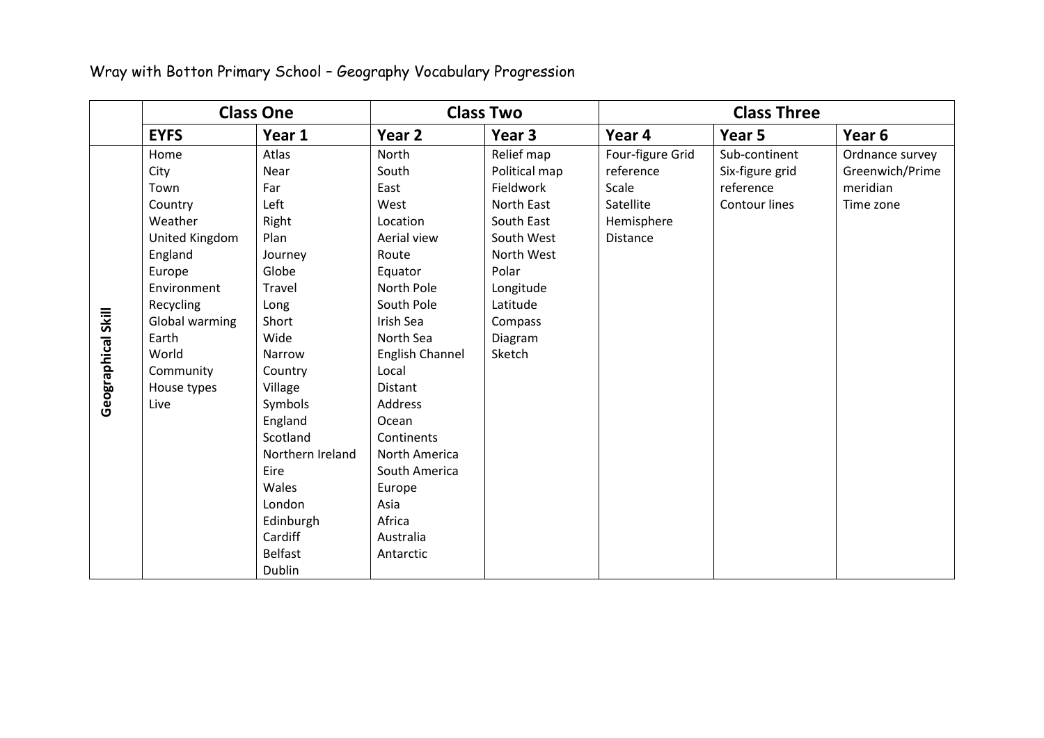# Wray with Botton Primary School – Geography Vocabulary Progression

| | Class One | | Class Two | | Class Three | | |
|---|---|---|---|---|---|---|---|
| | **EYFS** | **Year 1** | **Year 2** | **Year 3** | **Year 4** | **Year 5** | **Year 6** |
| **Geographical Skill** | Home<br>City<br>Town<br>Country<br>Weather<br>United Kingdom<br>England<br>Europe<br>Environment<br>Recycling<br>Global warming<br>Earth<br>World<br>Community<br>House types<br>Live | Atlas<br>Near<br>Far<br>Left<br>Right<br>Plan<br>Journey<br>Globe<br>Travel<br>Long<br>Short<br>Wide<br>Narrow<br>Country<br>Village<br>Symbols<br>England<br>Scotland<br>Northern Ireland<br>Eire<br>Wales<br>London<br>Edinburgh<br>Cardiff<br>Belfast<br>Dublin | North<br>South<br>East<br>West<br>Location<br>Aerial view<br>Route<br>Equator<br>North Pole<br>South Pole<br>Irish Sea<br>North Sea<br>English Channel<br>Local<br>Distant<br>Address<br>Ocean<br>Continents<br>North America<br>South America<br>Europe<br>Asia<br>Africa<br>Australia<br>Antarctic | Relief map<br>Political map<br>Fieldwork<br>North East<br>South East<br>South West<br>North West<br>Polar<br>Longitude<br>Latitude<br>Compass<br>Diagram<br>Sketch | Four-figure Grid reference<br>Scale<br>Satellite<br>Hemisphere<br>Distance | Sub-continent<br>Six-figure grid reference<br>Contour lines | Ordnance survey<br>Greenwich/Prime meridian<br>Time zone |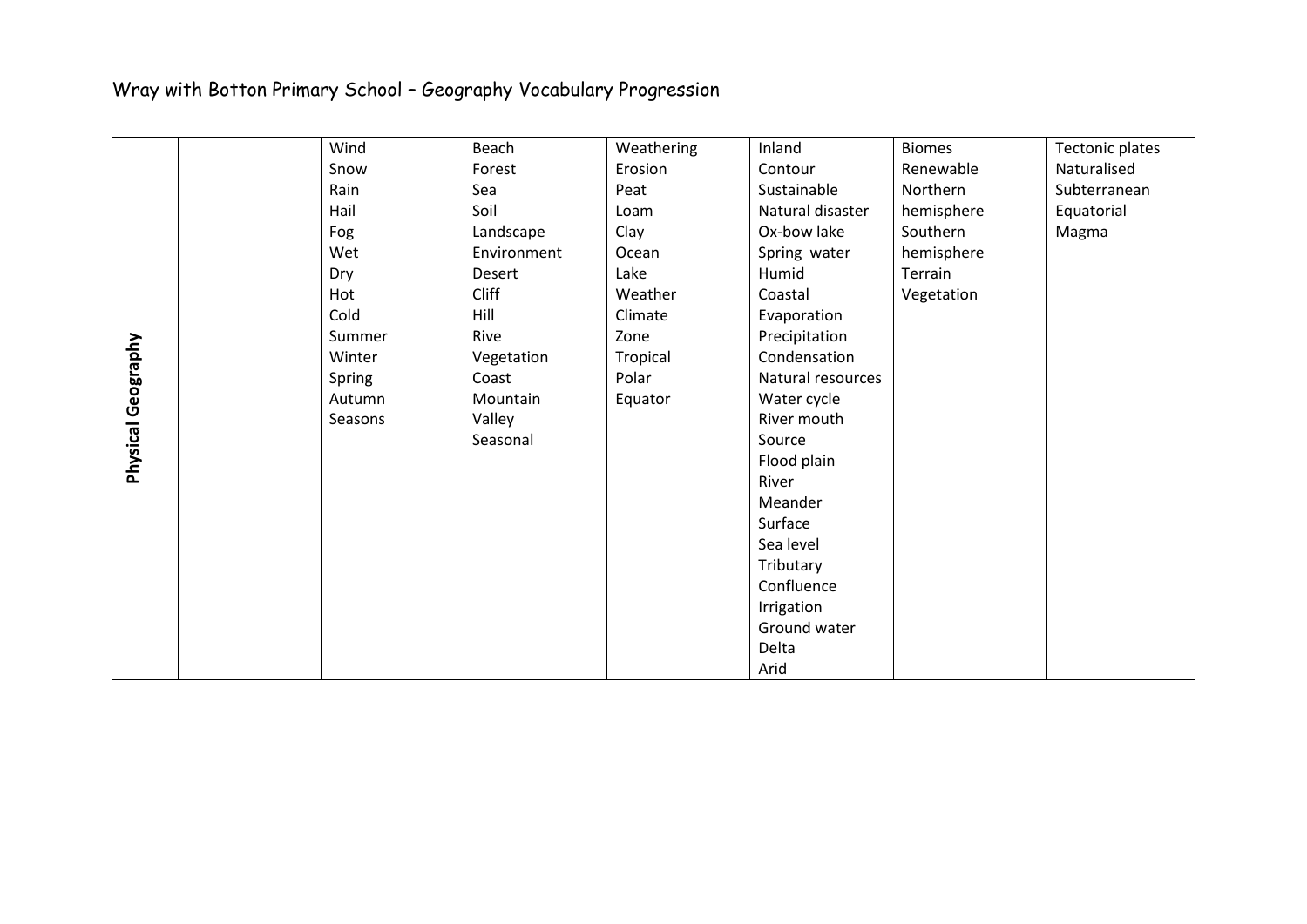# Wray with Botton Primary School – Geography Vocabulary Progression

| | | | | | | | |
|---|---|---|---|---|---|---|---|
| **Physical Geography** | | Wind<br>Snow<br>Rain<br>Hail<br>Fog<br>Wet<br>Dry<br>Hot<br>Cold<br>Summer<br>Winter<br>Spring<br>Autumn<br>Seasons | Beach<br>Forest<br>Sea<br>Soil<br>Landscape<br>Environment<br>Desert<br>Cliff<br>Hill<br>Rive<br>Vegetation<br>Coast<br>Mountain<br>Valley<br>Seasonal | Weathering<br>Erosion<br>Peat<br>Loam<br>Clay<br>Ocean<br>Lake<br>Weather<br>Climate<br>Zone<br>Tropical<br>Polar<br>Equator | Inland<br>Contour<br>Sustainable<br>Natural disaster<br>Ox-bow lake<br>Spring water<br>Humid<br>Coastal<br>Evaporation<br>Precipitation<br>Condensation<br>Natural resources<br>Water cycle<br>River mouth<br>Source<br>Flood plain<br>River<br>Meander<br>Surface<br>Sea level<br>Tributary<br>Confluence<br>Irrigation<br>Ground water<br>Delta<br>Arid | Biomes<br>Renewable<br>Northern hemisphere<br>Southern hemisphere<br>Terrain<br>Vegetation | Tectonic plates<br>Naturalised<br>Subterranean<br>Equatorial<br>Magma |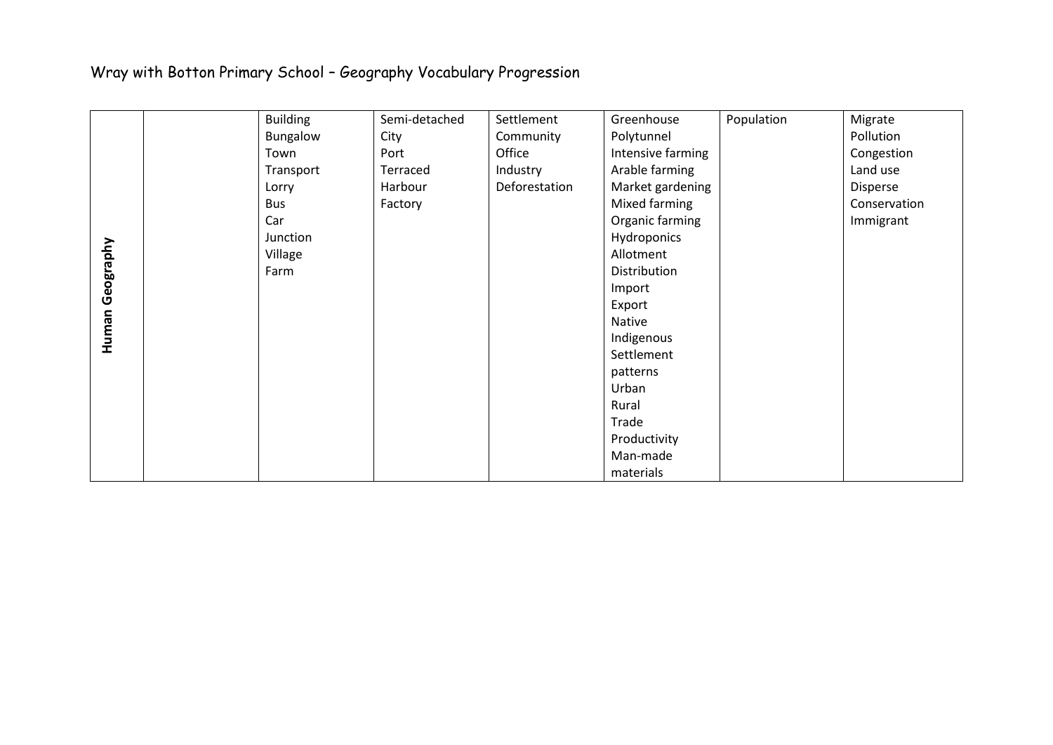# Wray with Botton Primary School – Geography Vocabulary Progression

| | | | | | | | |
|---|---|---|---|---|---|---|---|
| **Human Geography** | | Building<br>Bungalow<br>Town<br>Transport<br>Lorry<br>Bus<br>Car<br>Junction<br>Village<br>Farm | Semi-detached<br>City<br>Port<br>Terraced<br>Harbour<br>Factory | Settlement<br>Community<br>Office<br>Industry<br>Deforestation | Greenhouse<br>Polytunnel<br>Intensive farming<br>Arable farming<br>Market gardening<br>Mixed farming<br>Organic farming<br>Hydroponics<br>Allotment<br>Distribution<br>Import<br>Export<br>Native<br>Indigenous<br>Settlement patterns<br>Urban<br>Rural<br>Trade<br>Productivity<br>Man-made materials | Population | Migrate<br>Pollution<br>Congestion<br>Land use<br>Disperse<br>Conservation<br>Immigrant |